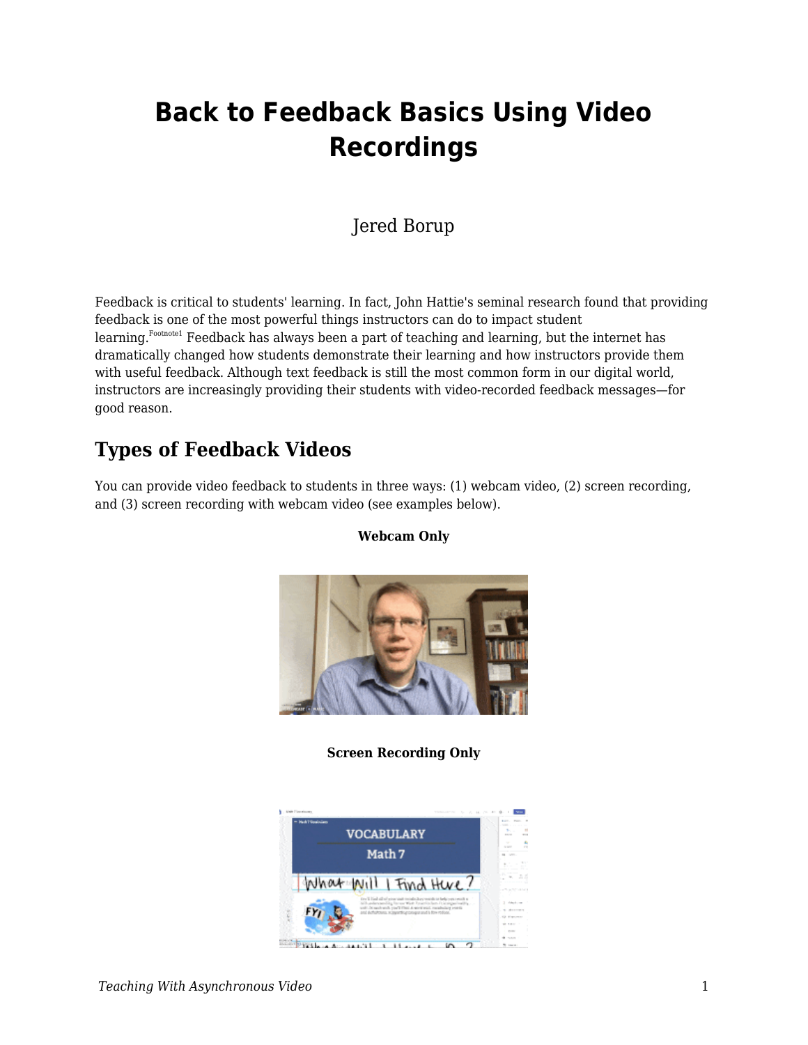# Back to Feedback Basics Using Video Recordings

Jered Borup

Feedback is critical to students' learning. In fact, John Hattie's seminal research found that providing feedback is one of the most powerful things instructors can do to impact student learning.[Footnote1] Feedback has always been a part of teaching and learning, but the internet has dramatically changed how students demonstrate their learning and how instructors provide them with useful feedback. Although text feedback is still the most common form in our digital world, instructors are increasingly providing their students with video-recorded feedback messages—for good reason.

## Types of Feedback Videos

You can provide video feedback to students in three ways: (1) webcam video, (2) screen recording, and (3) screen recording with webcam video (see examples below).

**Webcam Only**

**Screen Recording Only**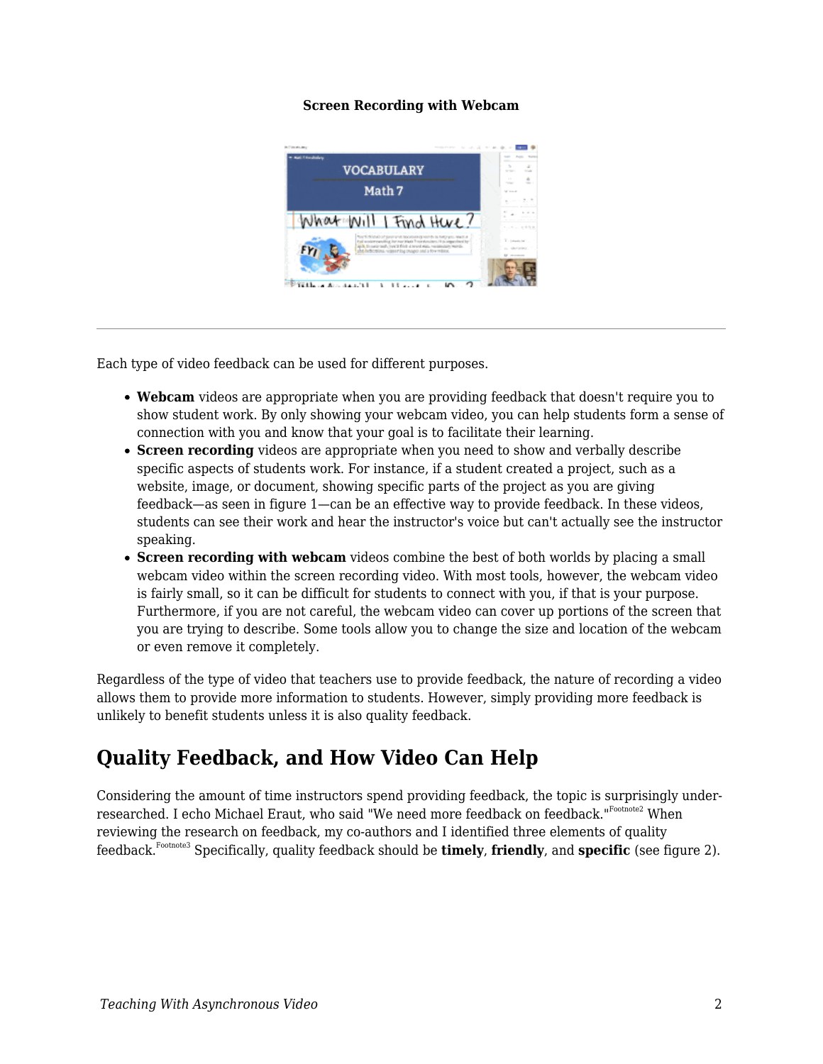**Screen Recording with Webcam**

---

Each type of video feedback can be used for different purposes.

- **Webcam** videos are appropriate when you are providing feedback that doesn't require you to show student work. By only showing your webcam video, you can help students form a sense of connection with you and know that your goal is to facilitate their learning.
- **Screen recording** videos are appropriate when you need to show and verbally describe specific aspects of students work. For instance, if a student created a project, such as a website, image, or document, showing specific parts of the project as you are giving feedback—as seen in figure 1—can be an effective way to provide feedback. In these videos, students can see their work and hear the instructor's voice but can't actually see the instructor speaking.
- **Screen recording with webcam** videos combine the best of both worlds by placing a small webcam video within the screen recording video. With most tools, however, the webcam video is fairly small, so it can be difficult for students to connect with you, if that is your purpose. Furthermore, if you are not careful, the webcam video can cover up portions of the screen that you are trying to describe. Some tools allow you to change the size and location of the webcam or even remove it completely.

Regardless of the type of video that teachers use to provide feedback, the nature of recording a video allows them to provide more information to students. However, simply providing more feedback is unlikely to benefit students unless it is also quality feedback.

## Quality Feedback, and How Video Can Help

Considering the amount of time instructors spend providing feedback, the topic is surprisingly under-researched. I echo Michael Eraut, who said "We need more feedback on feedback."[Footnote2] When reviewing the research on feedback, my co-authors and I identified three elements of quality feedback.[Footnote3] Specifically, quality feedback should be **timely**, **friendly**, and **specific** (see figure 2).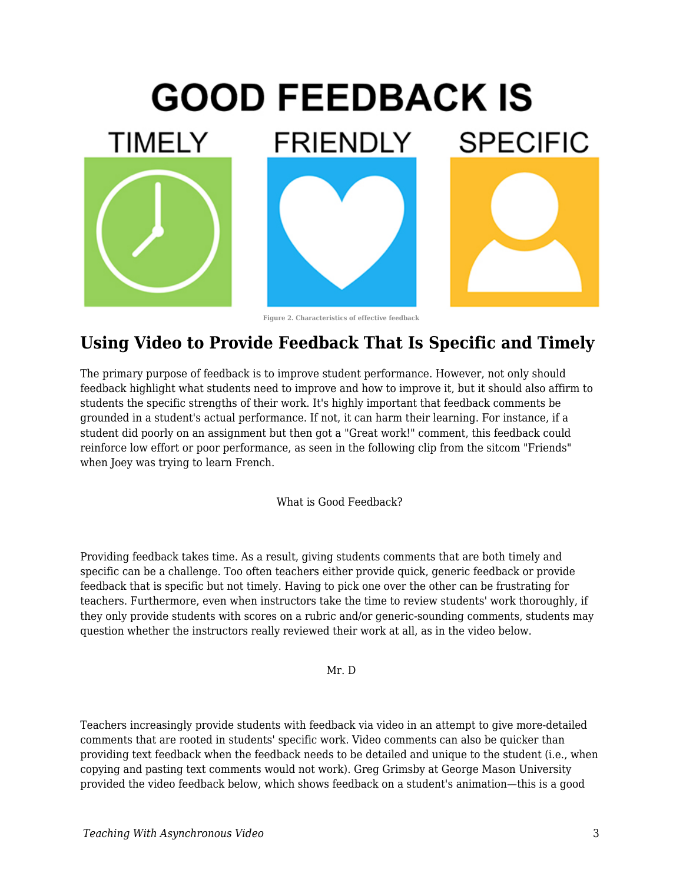GOOD FEEDBACK IS

TIMELY FRIENDLY SPECIFIC

Figure 2. Characteristics of effective feedback

## Using Video to Provide Feedback That Is Specific and Timely

The primary purpose of feedback is to improve student performance. However, not only should feedback highlight what students need to improve and how to improve it, but it should also affirm to students the specific strengths of their work. It's highly important that feedback comments be grounded in a student's actual performance. If not, it can harm their learning. For instance, if a student did poorly on an assignment but then got a "Great work!" comment, this feedback could reinforce low effort or poor performance, as seen in the following clip from the sitcom "Friends" when Joey was trying to learn French.

What is Good Feedback?

Providing feedback takes time. As a result, giving students comments that are both timely and specific can be a challenge. Too often teachers either provide quick, generic feedback or provide feedback that is specific but not timely. Having to pick one over the other can be frustrating for teachers. Furthermore, even when instructors take the time to review students' work thoroughly, if they only provide students with scores on a rubric and/or generic-sounding comments, students may question whether the instructors really reviewed their work at all, as in the video below.

Mr. D

Teachers increasingly provide students with feedback via video in an attempt to give more-detailed comments that are rooted in students' specific work. Video comments can also be quicker than providing text feedback when the feedback needs to be detailed and unique to the student (i.e., when copying and pasting text comments would not work). Greg Grimsby at George Mason University provided the video feedback below, which shows feedback on a student's animation—this is a good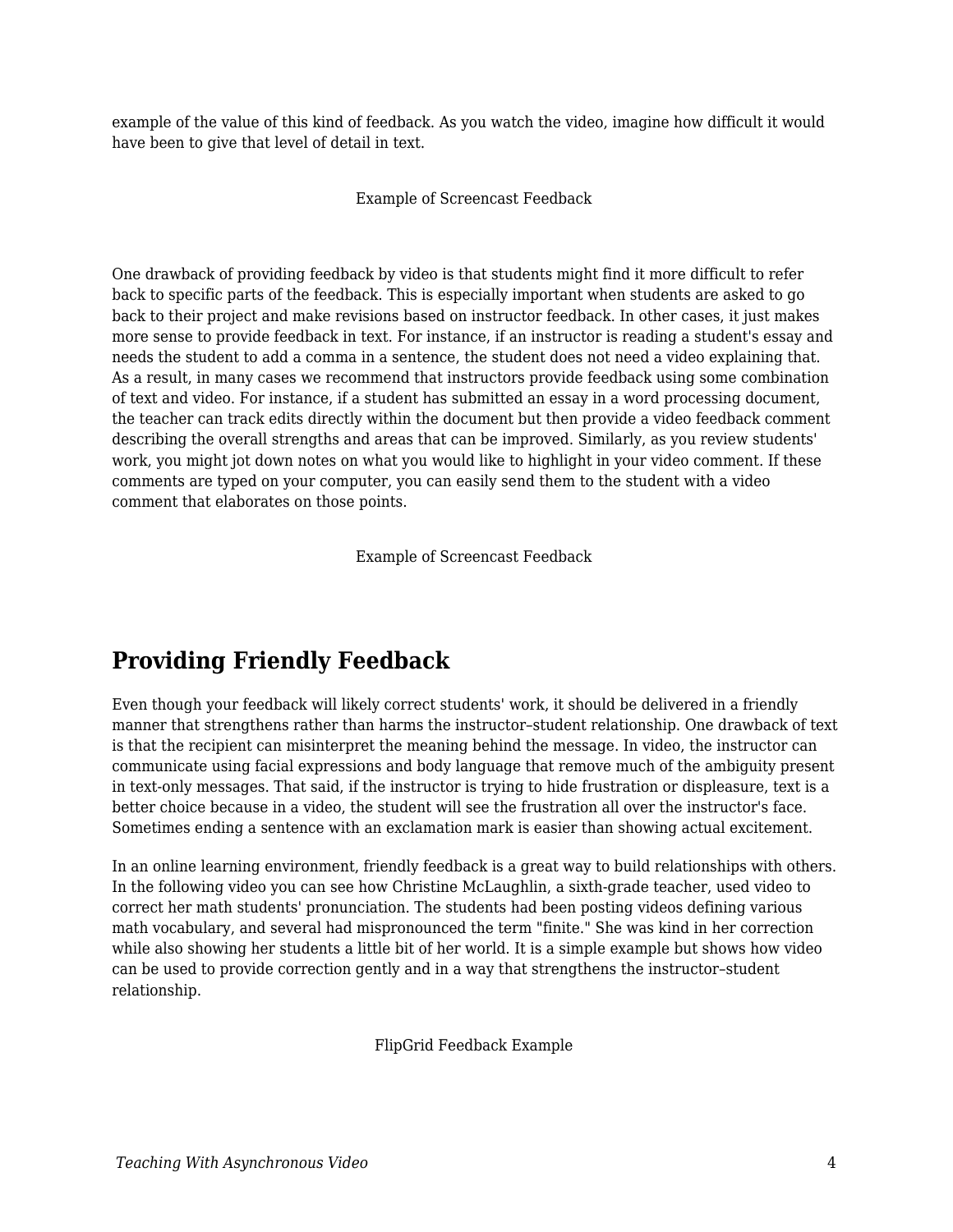example of the value of this kind of feedback. As you watch the video, imagine how difficult it would have been to give that level of detail in text.

Example of Screencast Feedback

One drawback of providing feedback by video is that students might find it more difficult to refer back to specific parts of the feedback. This is especially important when students are asked to go back to their project and make revisions based on instructor feedback. In other cases, it just makes more sense to provide feedback in text. For instance, if an instructor is reading a student's essay and needs the student to add a comma in a sentence, the student does not need a video explaining that. As a result, in many cases we recommend that instructors provide feedback using some combination of text and video. For instance, if a student has submitted an essay in a word processing document, the teacher can track edits directly within the document but then provide a video feedback comment describing the overall strengths and areas that can be improved. Similarly, as you review students' work, you might jot down notes on what you would like to highlight in your video comment. If these comments are typed on your computer, you can easily send them to the student with a video comment that elaborates on those points.

Example of Screencast Feedback

## Providing Friendly Feedback

Even though your feedback will likely correct students' work, it should be delivered in a friendly manner that strengthens rather than harms the instructor–student relationship. One drawback of text is that the recipient can misinterpret the meaning behind the message. In video, the instructor can communicate using facial expressions and body language that remove much of the ambiguity present in text-only messages. That said, if the instructor is trying to hide frustration or displeasure, text is a better choice because in a video, the student will see the frustration all over the instructor's face. Sometimes ending a sentence with an exclamation mark is easier than showing actual excitement.

In an online learning environment, friendly feedback is a great way to build relationships with others. In the following video you can see how Christine McLaughlin, a sixth-grade teacher, used video to correct her math students' pronunciation. The students had been posting videos defining various math vocabulary, and several had mispronounced the term "finite." She was kind in her correction while also showing her students a little bit of her world. It is a simple example but shows how video can be used to provide correction gently and in a way that strengthens the instructor–student relationship.

FlipGrid Feedback Example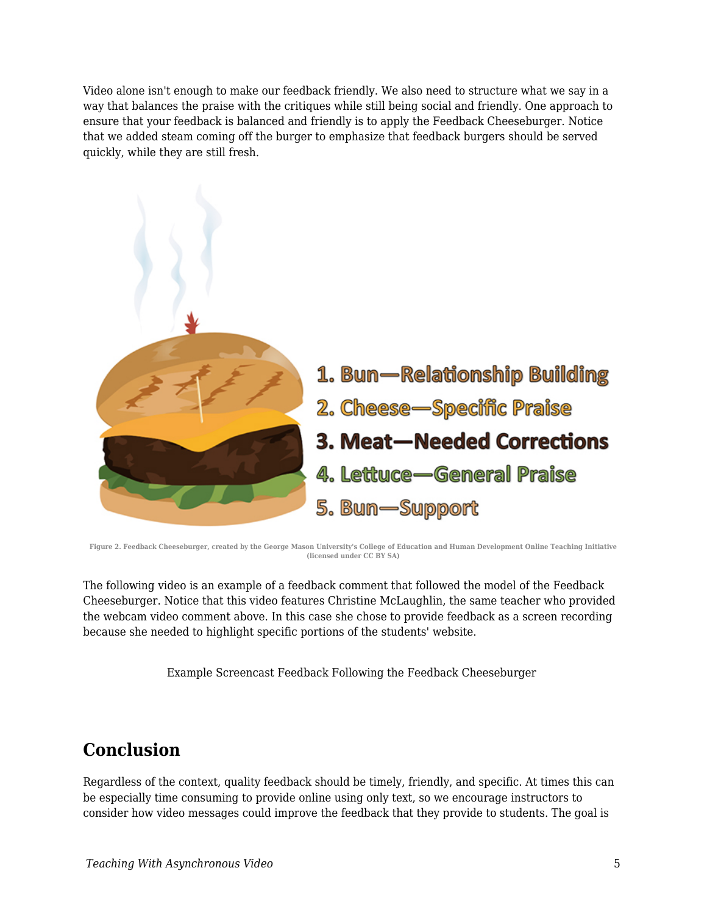Video alone isn't enough to make our feedback friendly. We also need to structure what we say in a way that balances the praise with the critiques while still being social and friendly. One approach to ensure that your feedback is balanced and friendly is to apply the Feedback Cheeseburger. Notice that we added steam coming off the burger to emphasize that feedback burgers should be served quickly, while they are still fresh.

1. Bun—Relationship Building
2. Cheese—Specific Praise
3. Meat—Needed Corrections
4. Lettuce—General Praise
5. Bun—Support

Figure 2. Feedback Cheeseburger, created by the George Mason University's College of Education and Human Development Online Teaching Initiative (licensed under CC BY SA)

The following video is an example of a feedback comment that followed the model of the Feedback Cheeseburger. Notice that this video features Christine McLaughlin, the same teacher who provided the webcam video comment above. In this case she chose to provide feedback as a screen recording because she needed to highlight specific portions of the students' website.

Example Screencast Feedback Following the Feedback Cheeseburger

## Conclusion

Regardless of the context, quality feedback should be timely, friendly, and specific. At times this can be especially time consuming to provide online using only text, so we encourage instructors to consider how video messages could improve the feedback that they provide to students. The goal is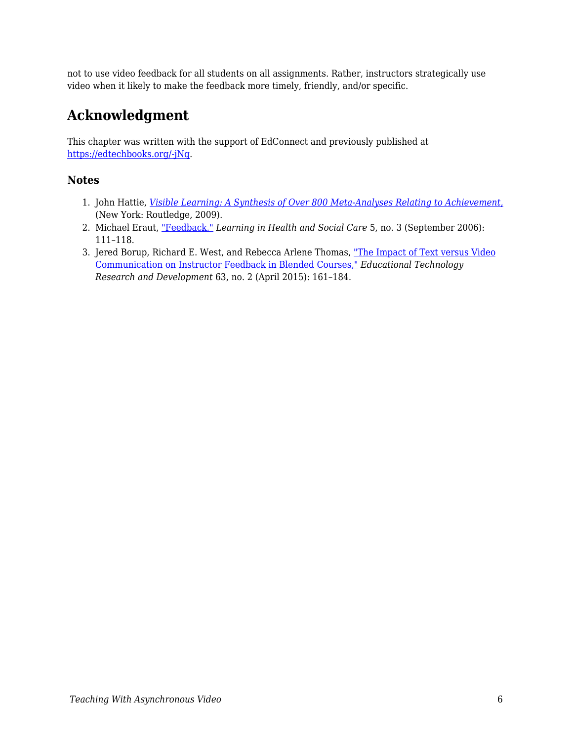not to use video feedback for all students on all assignments. Rather, instructors strategically use video when it likely to make the feedback more timely, friendly, and/or specific.

## Acknowledgment

This chapter was written with the support of EdConnect and previously published at https://edtechbooks.org/-jNq.

### Notes

1. John Hattie, *Visible Learning: A Synthesis of Over 800 Meta-Analyses Relating to Achievement,* (New York: Routledge, 2009).
2. Michael Eraut, "Feedback," *Learning in Health and Social Care* 5, no. 3 (September 2006): 111–118.
3. Jered Borup, Richard E. West, and Rebecca Arlene Thomas, "The Impact of Text versus Video Communication on Instructor Feedback in Blended Courses," *Educational Technology Research and Development* 63, no. 2 (April 2015): 161–184.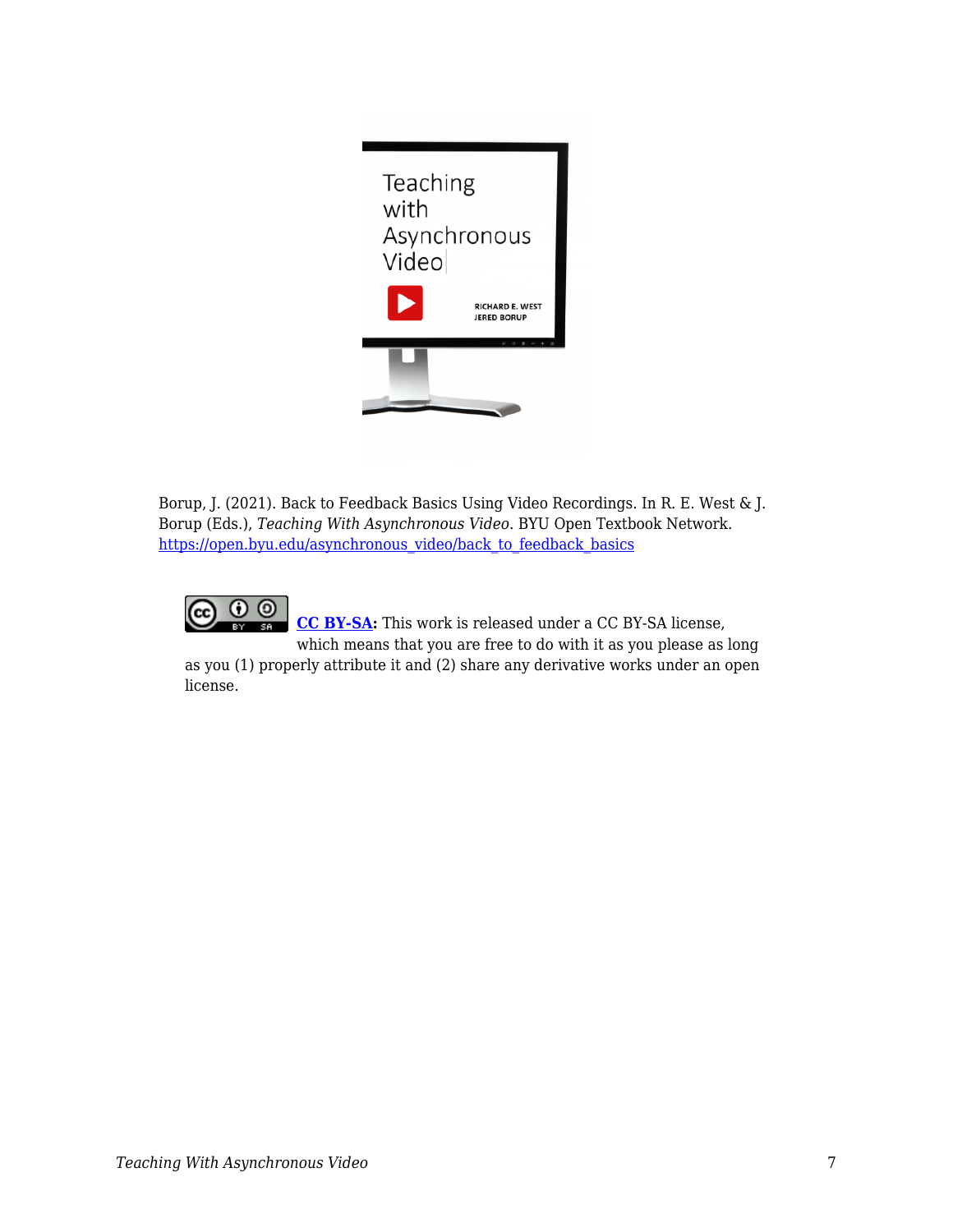Borup, J. (2021). Back to Feedback Basics Using Video Recordings. In R. E. West & J. Borup (Eds.), *Teaching With Asynchronous Video*. BYU Open Textbook Network. https://open.byu.edu/asynchronous_video/back_to_feedback_basics

**CC BY-SA:** This work is released under a CC BY-SA license, which means that you are free to do with it as you please as long as you (1) properly attribute it and (2) share any derivative works under an open license.